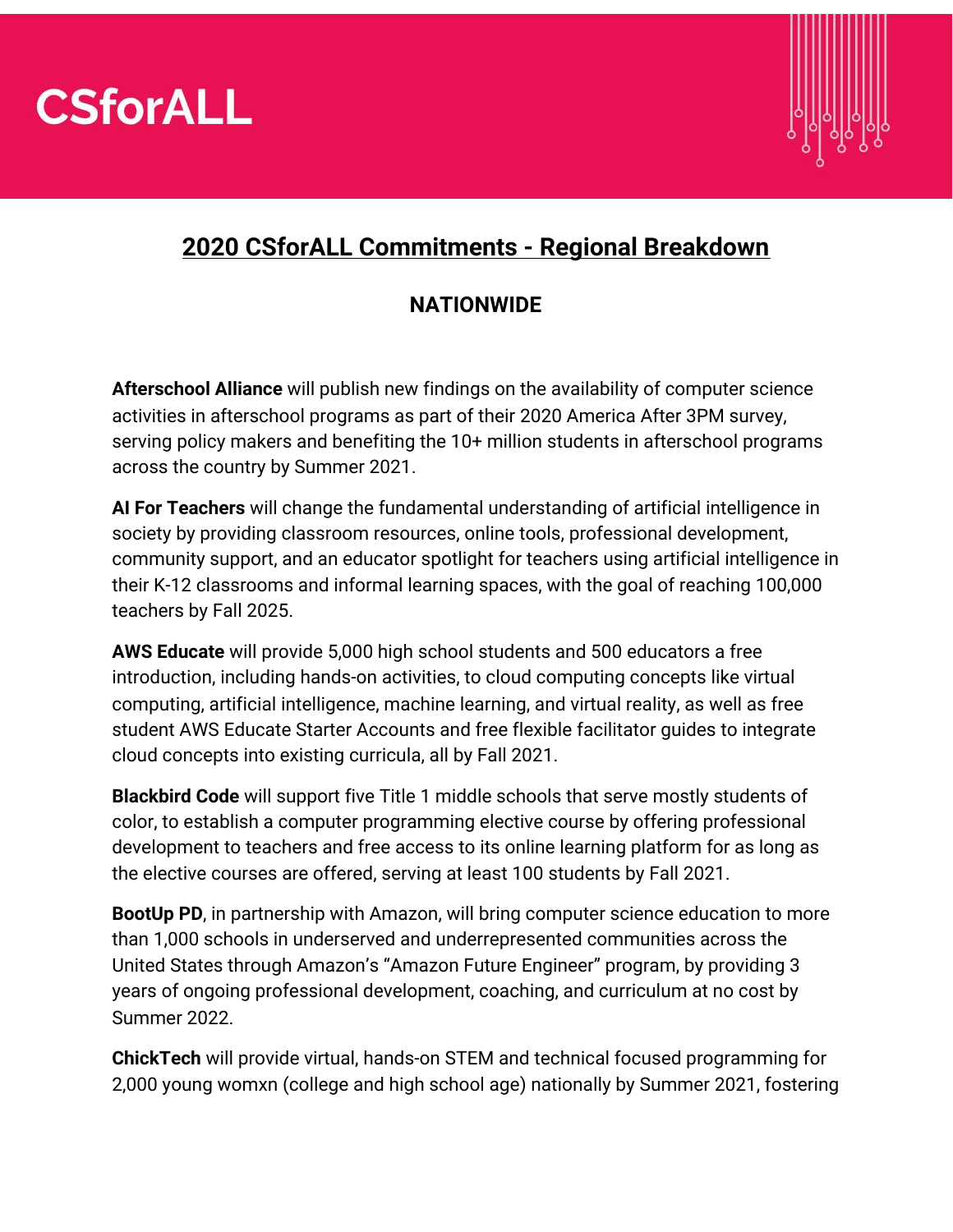# CSforALL

## 2020 CSforALL Commitments - Regional Breakdown

### NATIONWIDE

**Afterschool Alliance** will publish new findings on the availability of computer science activities in afterschool programs as part of their 2020 America After 3PM survey, serving policy makers and benefiting the 10+ million students in afterschool programs across the country by Summer 2021.

**AI For Teachers** will change the fundamental understanding of artificial intelligence in society by providing classroom resources, online tools, professional development, community support, and an educator spotlight for teachers using artificial intelligence in their K-12 classrooms and informal learning spaces, with the goal of reaching 100,000 teachers by Fall 2025.

**AWS Educate** will provide 5,000 high school students and 500 educators a free introduction, including hands-on activities, to cloud computing concepts like virtual computing, artificial intelligence, machine learning, and virtual reality, as well as free student AWS Educate Starter Accounts and free flexible facilitator guides to integrate cloud concepts into existing curricula, all by Fall 2021.

**Blackbird Code** will support five Title 1 middle schools that serve mostly students of color, to establish a computer programming elective course by offering professional development to teachers and free access to its online learning platform for as long as the elective courses are offered, serving at least 100 students by Fall 2021.

**BootUp PD**, in partnership with Amazon, will bring computer science education to more than 1,000 schools in underserved and underrepresented communities across the United States through Amazon's "Amazon Future Engineer" program, by providing 3 years of ongoing professional development, coaching, and curriculum at no cost by Summer 2022.

**ChickTech** will provide virtual, hands-on STEM and technical focused programming for 2,000 young womxn (college and high school age) nationally by Summer 2021, fostering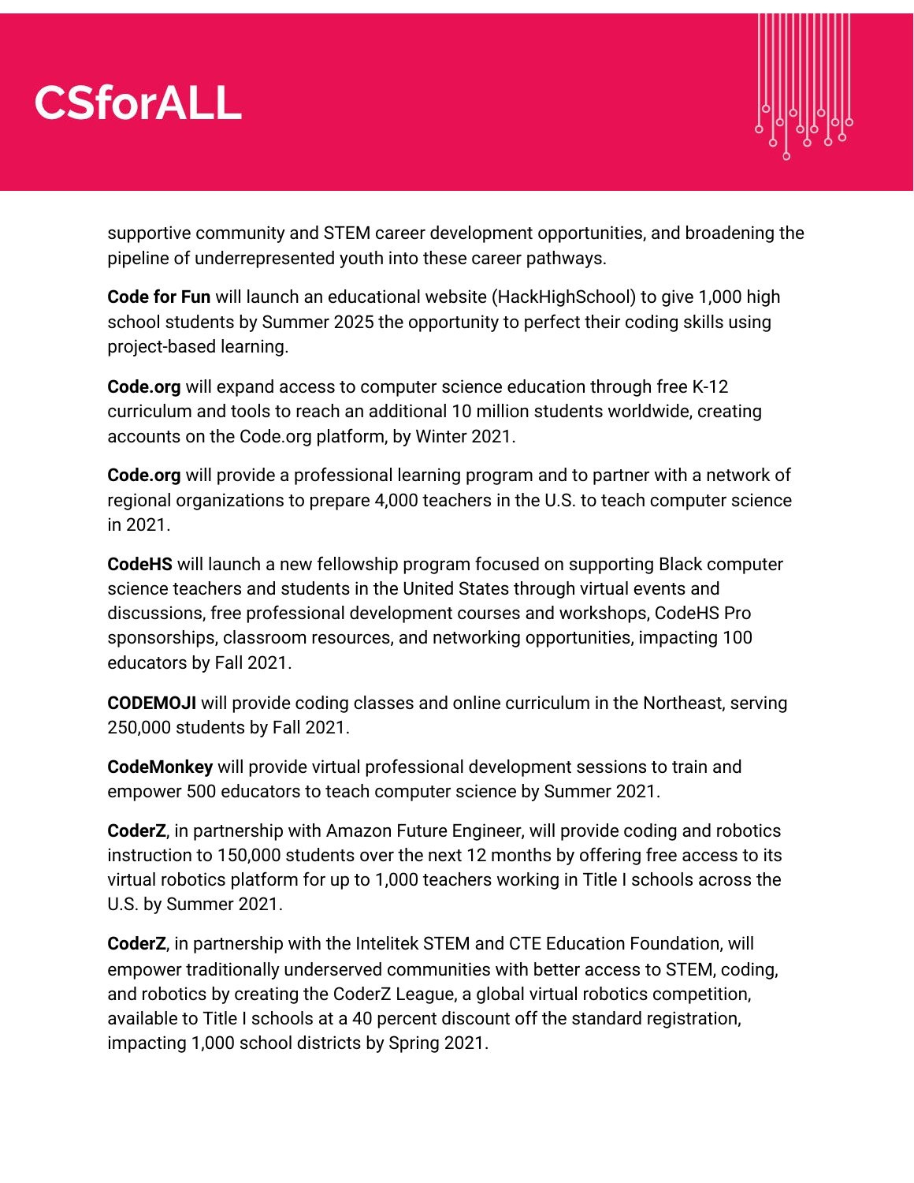supportive community and STEM career development opportunities, and broadening the pipeline of underrepresented youth into these career pathways.

**Code for Fun** will launch an educational website (HackHighSchool) to give 1,000 high school students by Summer 2025 the opportunity to perfect their coding skills using project-based learning.

**Code.org** will expand access to computer science education through free K-12 curriculum and tools to reach an additional 10 million students worldwide, creating accounts on the Code.org platform, by Winter 2021.

**Code.org** will provide a professional learning program and to partner with a network of regional organizations to prepare 4,000 teachers in the U.S. to teach computer science in 2021.

**CodeHS** will launch a new fellowship program focused on supporting Black computer science teachers and students in the United States through virtual events and discussions, free professional development courses and workshops, CodeHS Pro sponsorships, classroom resources, and networking opportunities, impacting 100 educators by Fall 2021.

**CODEMOJI** will provide coding classes and online curriculum in the Northeast, serving 250,000 students by Fall 2021.

**CodeMonkey** will provide virtual professional development sessions to train and empower 500 educators to teach computer science by Summer 2021.

**CoderZ**, in partnership with Amazon Future Engineer, will provide coding and robotics instruction to 150,000 students over the next 12 months by offering free access to its virtual robotics platform for up to 1,000 teachers working in Title I schools across the U.S. by Summer 2021.

**CoderZ**, in partnership with the Intelitek STEM and CTE Education Foundation, will empower traditionally underserved communities with better access to STEM, coding, and robotics by creating the CoderZ League, a global virtual robotics competition, available to Title I schools at a 40 percent discount off the standard registration, impacting 1,000 school districts by Spring 2021.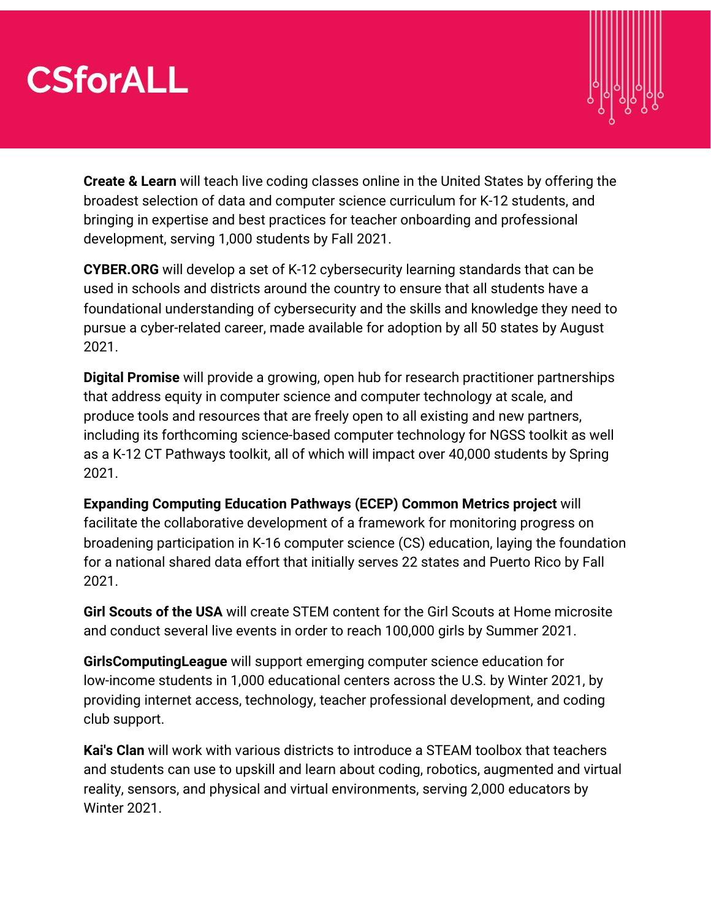# CSforALL

**Create & Learn** will teach live coding classes online in the United States by offering the broadest selection of data and computer science curriculum for K-12 students, and bringing in expertise and best practices for teacher onboarding and professional development, serving 1,000 students by Fall 2021.

**CYBER.ORG** will develop a set of K-12 cybersecurity learning standards that can be used in schools and districts around the country to ensure that all students have a foundational understanding of cybersecurity and the skills and knowledge they need to pursue a cyber-related career, made available for adoption by all 50 states by August 2021.

**Digital Promise** will provide a growing, open hub for research practitioner partnerships that address equity in computer science and computer technology at scale, and produce tools and resources that are freely open to all existing and new partners, including its forthcoming science-based computer technology for NGSS toolkit as well as a K-12 CT Pathways toolkit, all of which will impact over 40,000 students by Spring 2021.

**Expanding Computing Education Pathways (ECEP) Common Metrics project** will facilitate the collaborative development of a framework for monitoring progress on broadening participation in K-16 computer science (CS) education, laying the foundation for a national shared data effort that initially serves 22 states and Puerto Rico by Fall 2021.

**Girl Scouts of the USA** will create STEM content for the Girl Scouts at Home microsite and conduct several live events in order to reach 100,000 girls by Summer 2021.

**GirlsComputingLeague** will support emerging computer science education for low-income students in 1,000 educational centers across the U.S. by Winter 2021, by providing internet access, technology, teacher professional development, and coding club support.

**Kai's Clan** will work with various districts to introduce a STEAM toolbox that teachers and students can use to upskill and learn about coding, robotics, augmented and virtual reality, sensors, and physical and virtual environments, serving 2,000 educators by Winter 2021.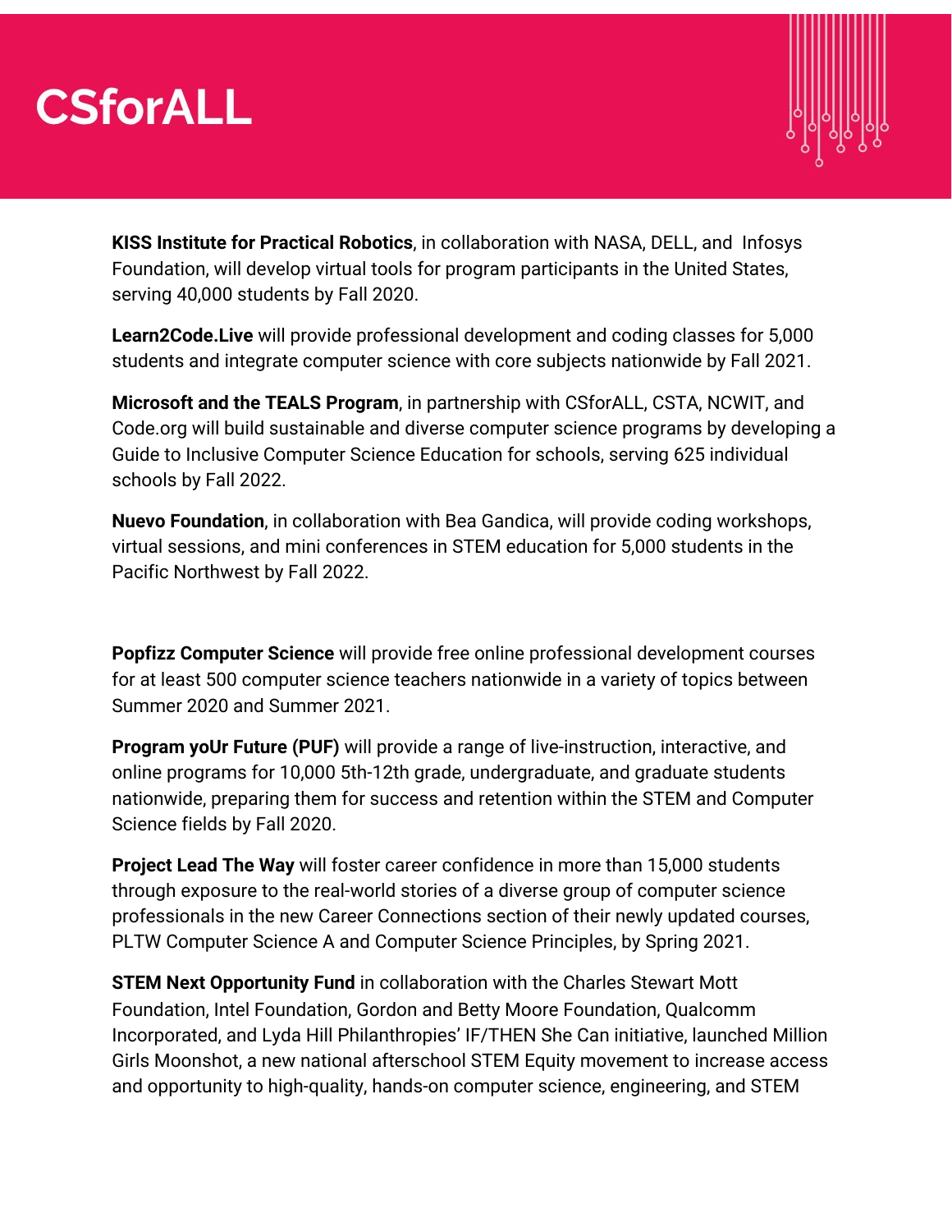# CSforALL

**KISS Institute for Practical Robotics**, in collaboration with NASA, DELL, and Infosys Foundation, will develop virtual tools for program participants in the United States, serving 40,000 students by Fall 2020.

**Learn2Code.Live** will provide professional development and coding classes for 5,000 students and integrate computer science with core subjects nationwide by Fall 2021.

**Microsoft and the TEALS Program**, in partnership with CSforALL, CSTA, NCWIT, and Code.org will build sustainable and diverse computer science programs by developing a Guide to Inclusive Computer Science Education for schools, serving 625 individual schools by Fall 2022.

**Nuevo Foundation**, in collaboration with Bea Gandica, will provide coding workshops, virtual sessions, and mini conferences in STEM education for 5,000 students in the Pacific Northwest by Fall 2022.

**Popfizz Computer Science** will provide free online professional development courses for at least 500 computer science teachers nationwide in a variety of topics between Summer 2020 and Summer 2021.

**Program yoUr Future (PUF)** will provide a range of live-instruction, interactive, and online programs for 10,000 5th-12th grade, undergraduate, and graduate students nationwide, preparing them for success and retention within the STEM and Computer Science fields by Fall 2020.

**Project Lead The Way** will foster career confidence in more than 15,000 students through exposure to the real-world stories of a diverse group of computer science professionals in the new Career Connections section of their newly updated courses, PLTW Computer Science A and Computer Science Principles, by Spring 2021.

**STEM Next Opportunity Fund** in collaboration with the Charles Stewart Mott Foundation, Intel Foundation, Gordon and Betty Moore Foundation, Qualcomm Incorporated, and Lyda Hill Philanthropies' IF/THEN She Can initiative, launched Million Girls Moonshot, a new national afterschool STEM Equity movement to increase access and opportunity to high-quality, hands-on computer science, engineering, and STEM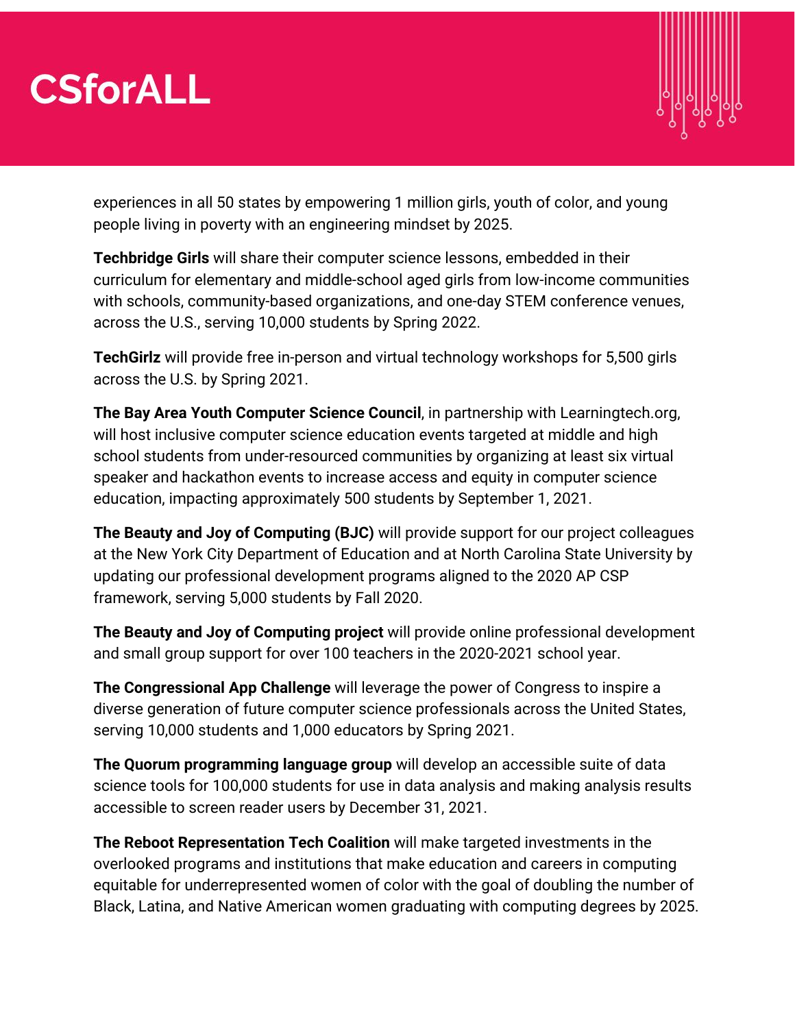experiences in all 50 states by empowering 1 million girls, youth of color, and young people living in poverty with an engineering mindset by 2025.

**Techbridge Girls** will share their computer science lessons, embedded in their curriculum for elementary and middle-school aged girls from low-income communities with schools, community-based organizations, and one-day STEM conference venues, across the U.S., serving 10,000 students by Spring 2022.

**TechGirlz** will provide free in-person and virtual technology workshops for 5,500 girls across the U.S. by Spring 2021.

**The Bay Area Youth Computer Science Council**, in partnership with Learningtech.org, will host inclusive computer science education events targeted at middle and high school students from under-resourced communities by organizing at least six virtual speaker and hackathon events to increase access and equity in computer science education, impacting approximately 500 students by September 1, 2021.

**The Beauty and Joy of Computing (BJC)** will provide support for our project colleagues at the New York City Department of Education and at North Carolina State University by updating our professional development programs aligned to the 2020 AP CSP framework, serving 5,000 students by Fall 2020.

**The Beauty and Joy of Computing project** will provide online professional development and small group support for over 100 teachers in the 2020-2021 school year.

**The Congressional App Challenge** will leverage the power of Congress to inspire a diverse generation of future computer science professionals across the United States, serving 10,000 students and 1,000 educators by Spring 2021.

**The Quorum programming language group** will develop an accessible suite of data science tools for 100,000 students for use in data analysis and making analysis results accessible to screen reader users by December 31, 2021.

**The Reboot Representation Tech Coalition** will make targeted investments in the overlooked programs and institutions that make education and careers in computing equitable for underrepresented women of color with the goal of doubling the number of Black, Latina, and Native American women graduating with computing degrees by 2025.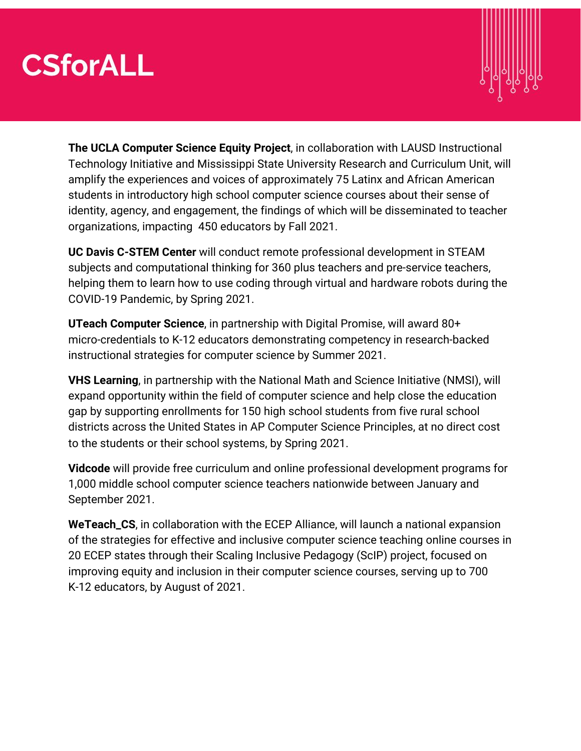# CSforALL

**The UCLA Computer Science Equity Project**, in collaboration with LAUSD Instructional Technology Initiative and Mississippi State University Research and Curriculum Unit, will amplify the experiences and voices of approximately 75 Latinx and African American students in introductory high school computer science courses about their sense of identity, agency, and engagement, the findings of which will be disseminated to teacher organizations, impacting 450 educators by Fall 2021.

**UC Davis C-STEM Center** will conduct remote professional development in STEAM subjects and computational thinking for 360 plus teachers and pre-service teachers, helping them to learn how to use coding through virtual and hardware robots during the COVID-19 Pandemic, by Spring 2021.

**UTeach Computer Science**, in partnership with Digital Promise, will award 80+ micro-credentials to K-12 educators demonstrating competency in research-backed instructional strategies for computer science by Summer 2021.

**VHS Learning**, in partnership with the National Math and Science Initiative (NMSI), will expand opportunity within the field of computer science and help close the education gap by supporting enrollments for 150 high school students from five rural school districts across the United States in AP Computer Science Principles, at no direct cost to the students or their school systems, by Spring 2021.

**Vidcode** will provide free curriculum and online professional development programs for 1,000 middle school computer science teachers nationwide between January and September 2021.

**WeTeach_CS**, in collaboration with the ECEP Alliance, will launch a national expansion of the strategies for effective and inclusive computer science teaching online courses in 20 ECEP states through their Scaling Inclusive Pedagogy (ScIP) project, focused on improving equity and inclusion in their computer science courses, serving up to 700 K-12 educators, by August of 2021.